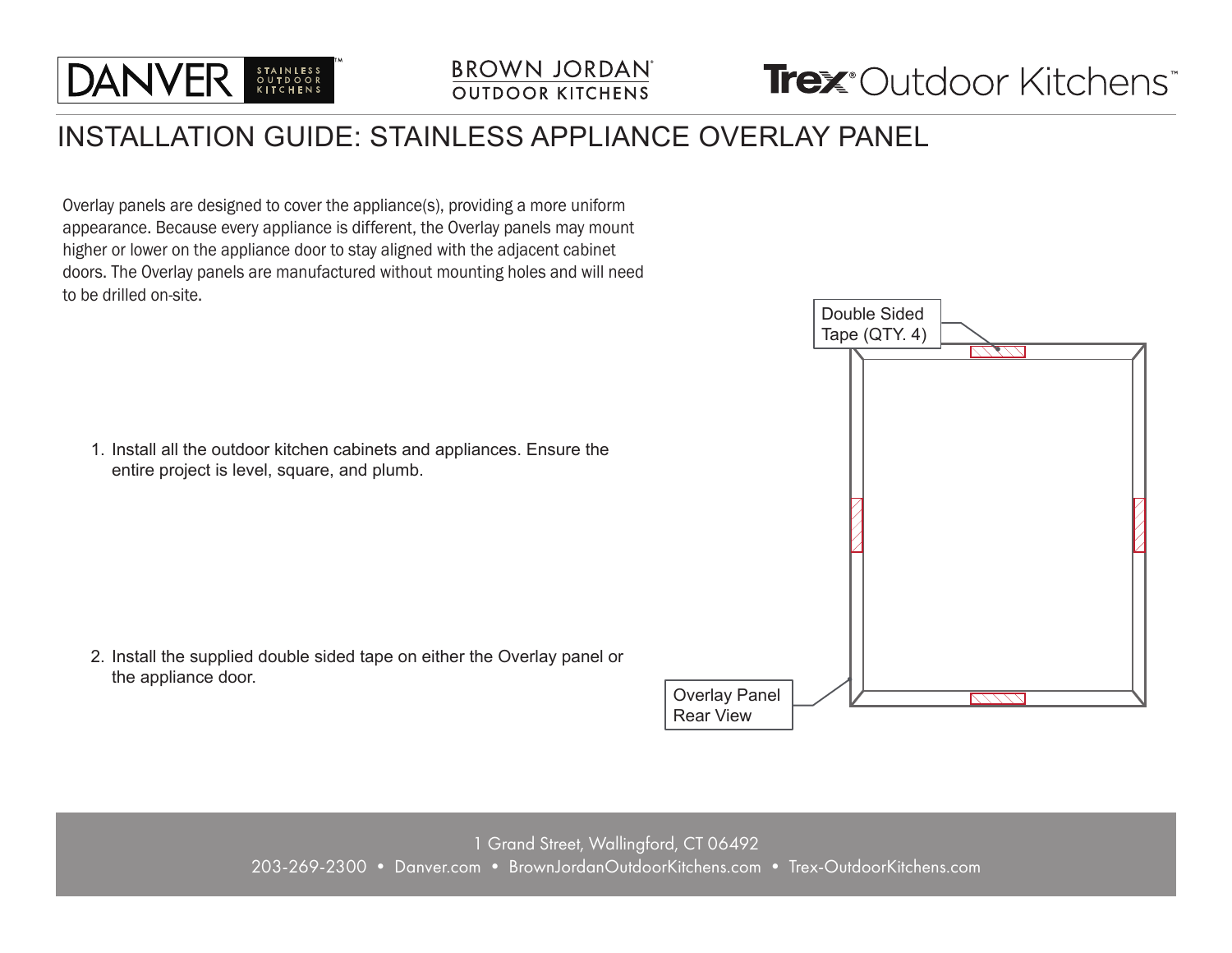DANVER STAINLESS OUTDOOR KITCHENS™ | BROWN JORDAN® OUTDOOR KITCHENS | Trex® Outdoor Kitchens™

# INSTALLATION GUIDE: STAINLESS APPLIANCE OVERLAY PANEL

Overlay panels are designed to cover the appliance(s), providing a more uniform appearance. Because every appliance is different, the Overlay panels may mount higher or lower on the appliance door to stay aligned with the adjacent cabinet doors. The Overlay panels are manufactured without mounting holes and will need to be drilled on-site.

1. Install all the outdoor kitchen cabinets and appliances. Ensure the entire project is level, square, and plumb.

2. Install the supplied double sided tape on either the Overlay panel or the appliance door.

Double Sided Tape (QTY. 4)

Overlay Panel Rear View

1 Grand Street, Wallingford, CT 06492

203-269-2300 • Danver.com • BrownJordanOutdoorKitchens.com • Trex-OutdoorKitchens.com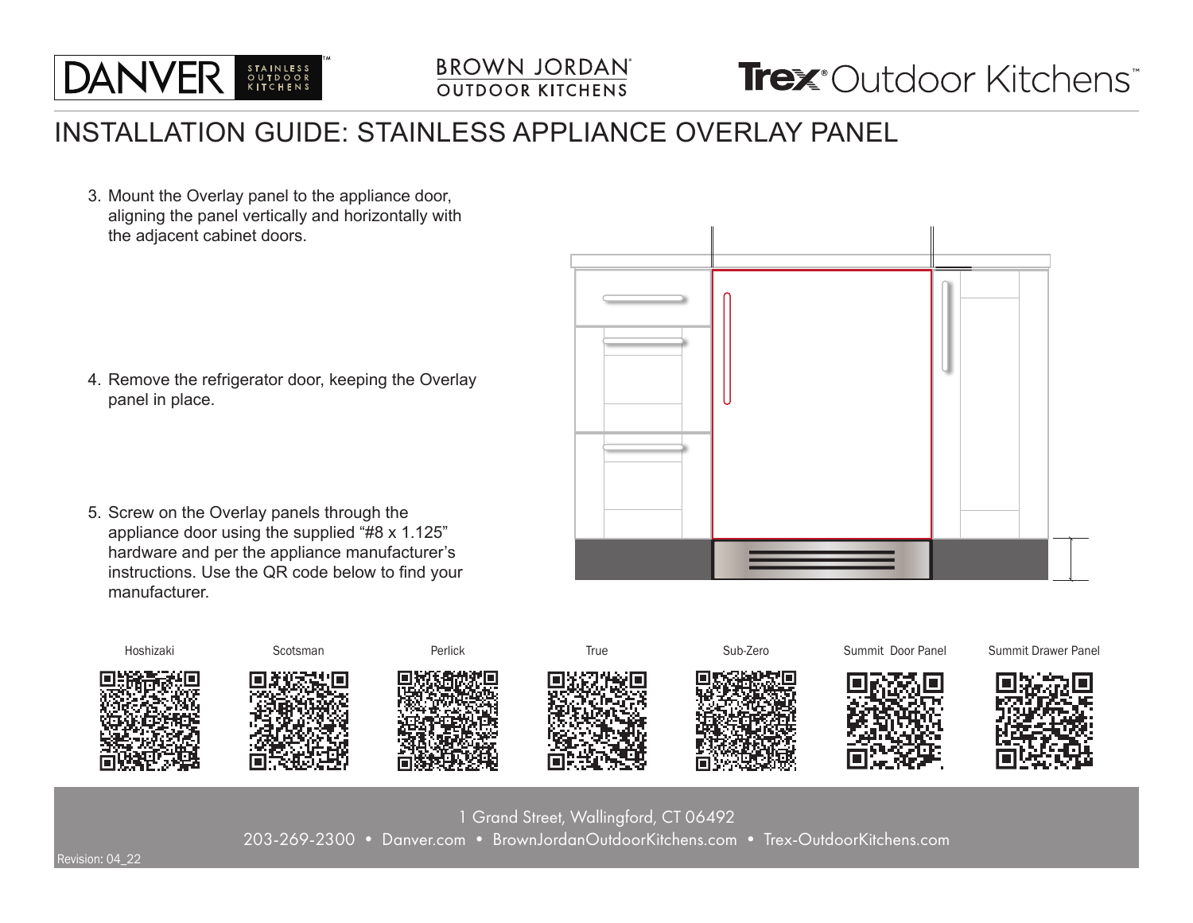DANVER STAINLESS OUTDOOR KITCHENS™ BROWN JORDAN® OUTDOOR KITCHENS Trex® Outdoor Kitchens™

# INSTALLATION GUIDE: STAINLESS APPLIANCE OVERLAY PANEL

3. Mount the Overlay panel to the appliance door, aligning the panel vertically and horizontally with the adjacent cabinet doors.

4. Remove the refrigerator door, keeping the Overlay panel in place.

5. Screw on the Overlay panels through the appliance door using the supplied "#8 x 1.125" hardware and per the appliance manufacturer's instructions. Use the QR code below to find your manufacturer.

Hoshizaki

Scotsman

Perlick

True

Sub-Zero

Summit Door Panel

Summit Drawer Panel

1 Grand Street, Wallingford, CT 06492

203-269-2300 • Danver.com • BrownJordanOutdoorKitchens.com • Trex-OutdoorKitchens.com

Revision: 04_22